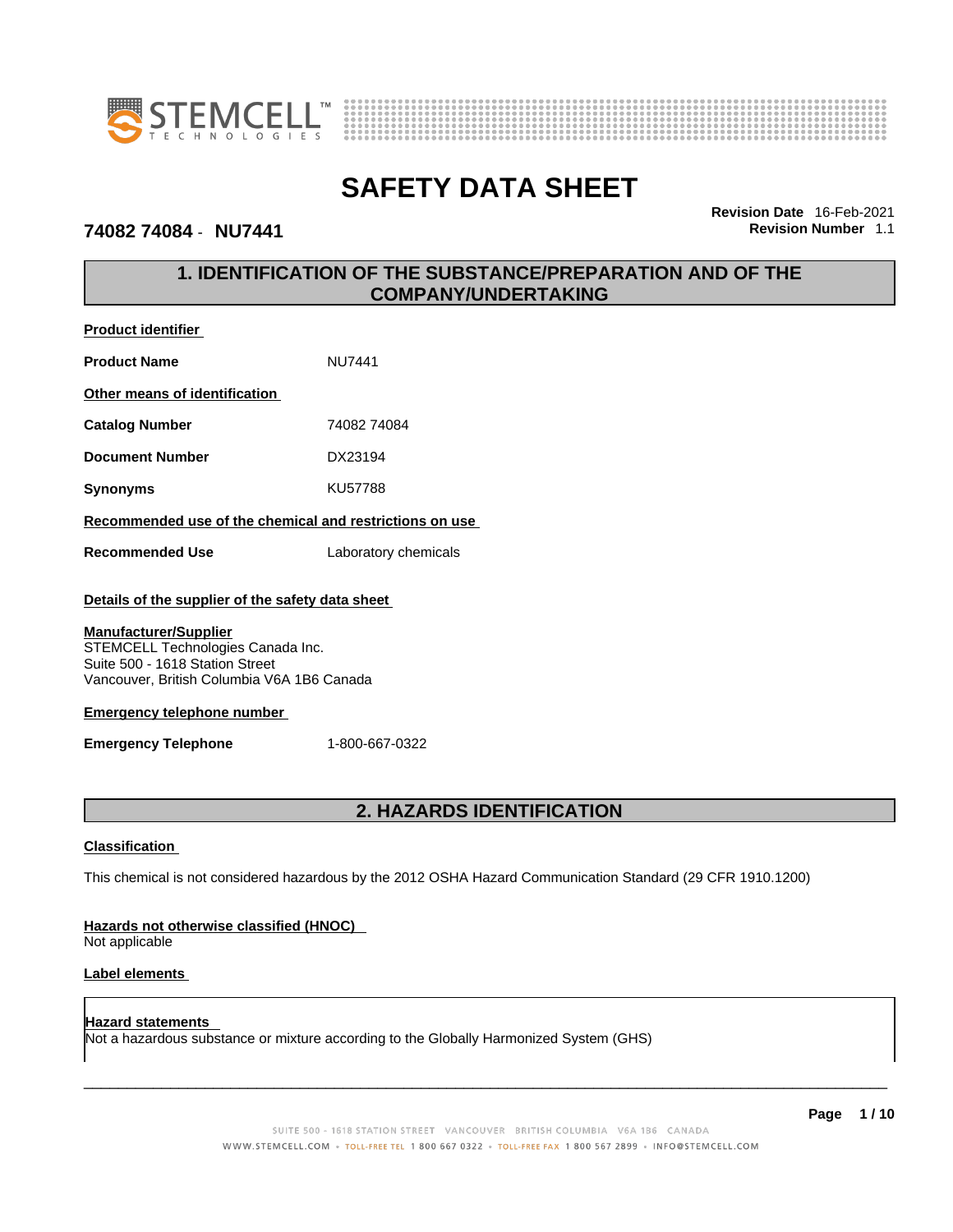# SAFETY DATA SHEET

**74082 74084 - NU7441**

**Revision Date** 16-Feb-2021
**Revision Number** 1.1

## 1. IDENTIFICATION OF THE SUBSTANCE/PREPARATION AND OF THE COMPANY/UNDERTAKING

**Product identifier**

**Product Name** NU7441

**Other means of identification**

**Catalog Number** 74082 74084

**Document Number** DX23194

**Synonyms** KU57788

**Recommended use of the chemical and restrictions on use**

**Recommended Use** Laboratory chemicals

**Details of the supplier of the safety data sheet**

**Manufacturer/Supplier**
STEMCELL Technologies Canada Inc.
Suite 500 - 1618 Station Street
Vancouver, British Columbia V6A 1B6 Canada

**Emergency telephone number**

**Emergency Telephone** 1-800-667-0322

## 2. HAZARDS IDENTIFICATION

**Classification**

This chemical is not considered hazardous by the 2012 OSHA Hazard Communication Standard (29 CFR 1910.1200)

**Hazards not otherwise classified (HNOC)**
Not applicable

**Label elements**

**Hazard statements**
Not a hazardous substance or mixture according to the Globally Harmonized System (GHS)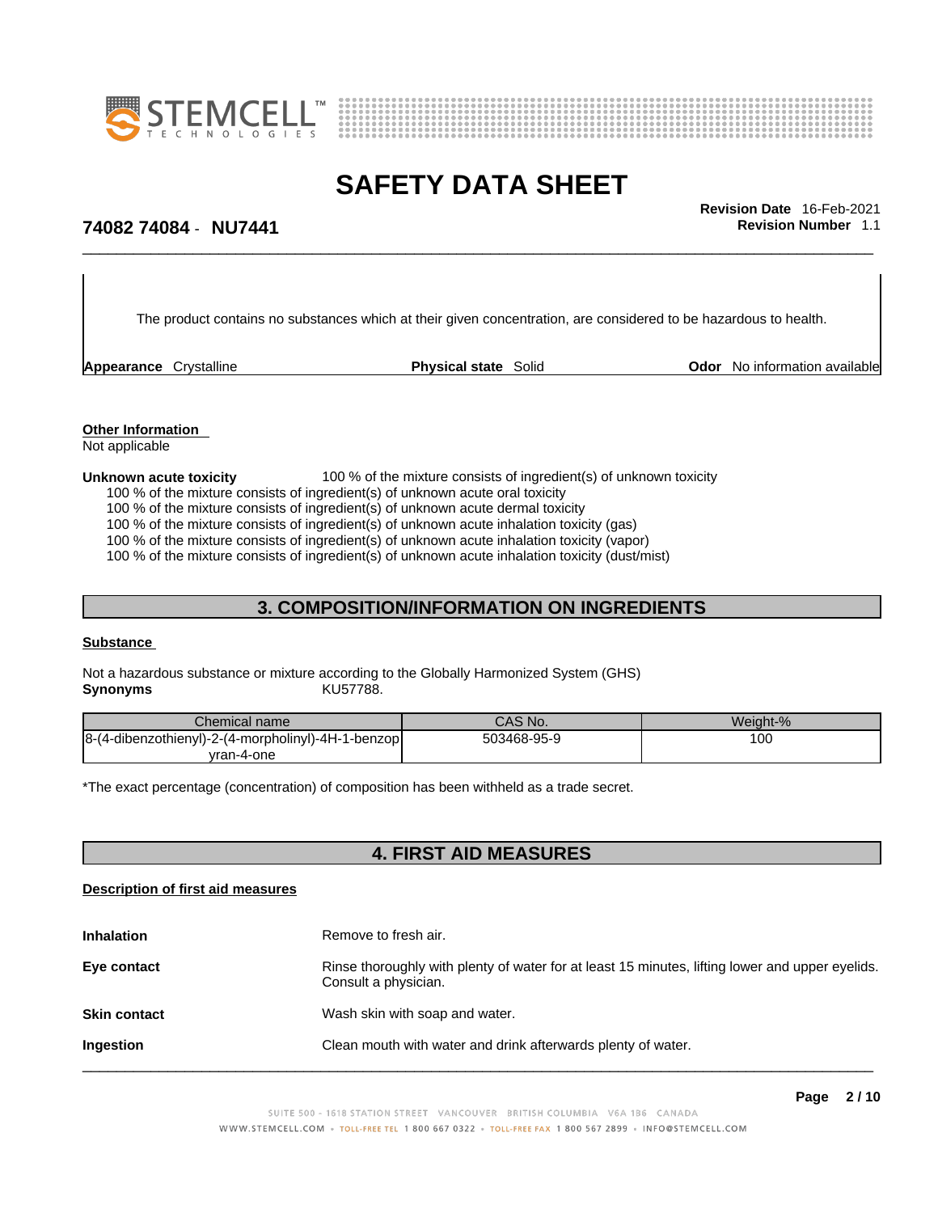The product contains no substances which at their given concentration, are considered to be hazardous to health.

**Appearance** Crystalline **Physical state** Solid **Odor** No information available

**Other Information**
Not applicable

**Unknown acute toxicity** 100 % of the mixture consists of ingredient(s) of unknown toxicity

100 % of the mixture consists of ingredient(s) of unknown acute oral toxicity
100 % of the mixture consists of ingredient(s) of unknown acute dermal toxicity
100 % of the mixture consists of ingredient(s) of unknown acute inhalation toxicity (gas)
100 % of the mixture consists of ingredient(s) of unknown acute inhalation toxicity (vapor)
100 % of the mixture consists of ingredient(s) of unknown acute inhalation toxicity (dust/mist)

## 3. COMPOSITION/INFORMATION ON INGREDIENTS

**Substance**

Not a hazardous substance or mixture according to the Globally Harmonized System (GHS)
**Synonyms** KU57788.

| Chemical name | CAS No. | Weight-% |
| --- | --- | --- |
| 8-(4-dibenzothienyl)-2-(4-morpholinyl)-4H-1-benzopyran-4-one | 503468-95-9 | 100 |

*The exact percentage (concentration) of composition has been withheld as a trade secret.

## 4. FIRST AID MEASURES

**Description of first aid measures**

**Inhalation** Remove to fresh air.

**Eye contact** Rinse thoroughly with plenty of water for at least 15 minutes, lifting lower and upper eyelids. Consult a physician.

**Skin contact** Wash skin with soap and water.

**Ingestion** Clean mouth with water and drink afterwards plenty of water.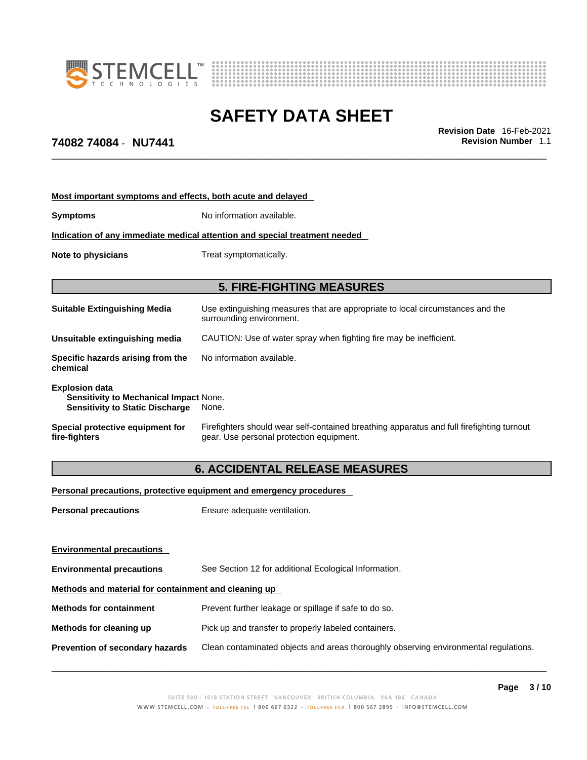**Most important symptoms and effects, both acute and delayed**

**Symptoms** No information available.

**Indication of any immediate medical attention and special treatment needed**

**Note to physicians** Treat symptomatically.

## 5. FIRE-FIGHTING MEASURES

**Suitable Extinguishing Media** Use extinguishing measures that are appropriate to local circumstances and the surrounding environment.

**Unsuitable extinguishing media** CAUTION: Use of water spray when fighting fire may be inefficient.

**Specific hazards arising from the chemical** No information available.

**Explosion data**
**Sensitivity to Mechanical Impact** None.
**Sensitivity to Static Discharge** None.

**Special protective equipment for fire-fighters** Firefighters should wear self-contained breathing apparatus and full firefighting turnout gear. Use personal protection equipment.

## 6. ACCIDENTAL RELEASE MEASURES

**Personal precautions, protective equipment and emergency procedures**

**Personal precautions** Ensure adequate ventilation.

**Environmental precautions**

**Environmental precautions** See Section 12 for additional Ecological Information.

**Methods and material for containment and cleaning up**

**Methods for containment** Prevent further leakage or spillage if safe to do so.

**Methods for cleaning up** Pick up and transfer to properly labeled containers.

**Prevention of secondary hazards** Clean contaminated objects and areas thoroughly observing environmental regulations.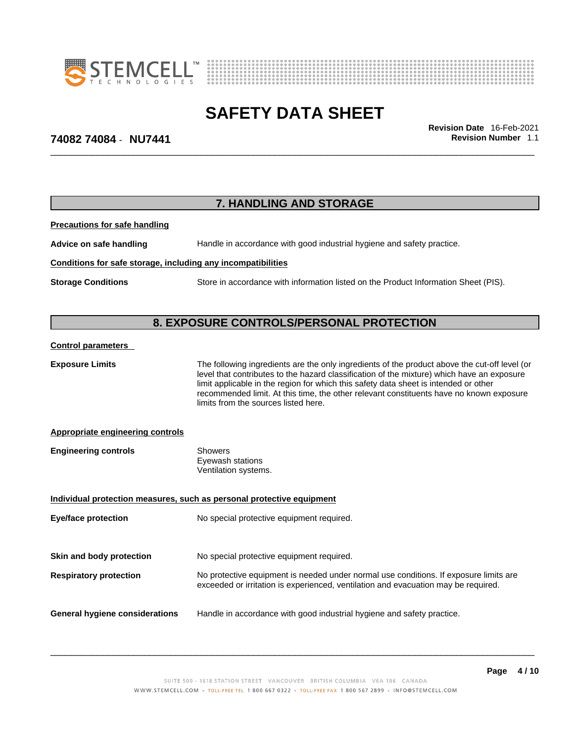## 7. HANDLING AND STORAGE

**Precautions for safe handling**

**Advice on safe handling** — Handle in accordance with good industrial hygiene and safety practice.

**Conditions for safe storage, including any incompatibilities**

**Storage Conditions** — Store in accordance with information listed on the Product Information Sheet (PIS).

## 8. EXPOSURE CONTROLS/PERSONAL PROTECTION

**Control parameters**

**Exposure Limits** — The following ingredients are the only ingredients of the product above the cut-off level (or level that contributes to the hazard classification of the mixture) which have an exposure limit applicable in the region for which this safety data sheet is intended or other recommended limit. At this time, the other relevant constituents have no known exposure limits from the sources listed here.

**Appropriate engineering controls**

**Engineering controls** — Showers
Eyewash stations
Ventilation systems.

**Individual protection measures, such as personal protective equipment**

**Eye/face protection** — No special protective equipment required.

**Skin and body protection** — No special protective equipment required.

**Respiratory protection** — No protective equipment is needed under normal use conditions. If exposure limits are exceeded or irritation is experienced, ventilation and evacuation may be required.

**General hygiene considerations** — Handle in accordance with good industrial hygiene and safety practice.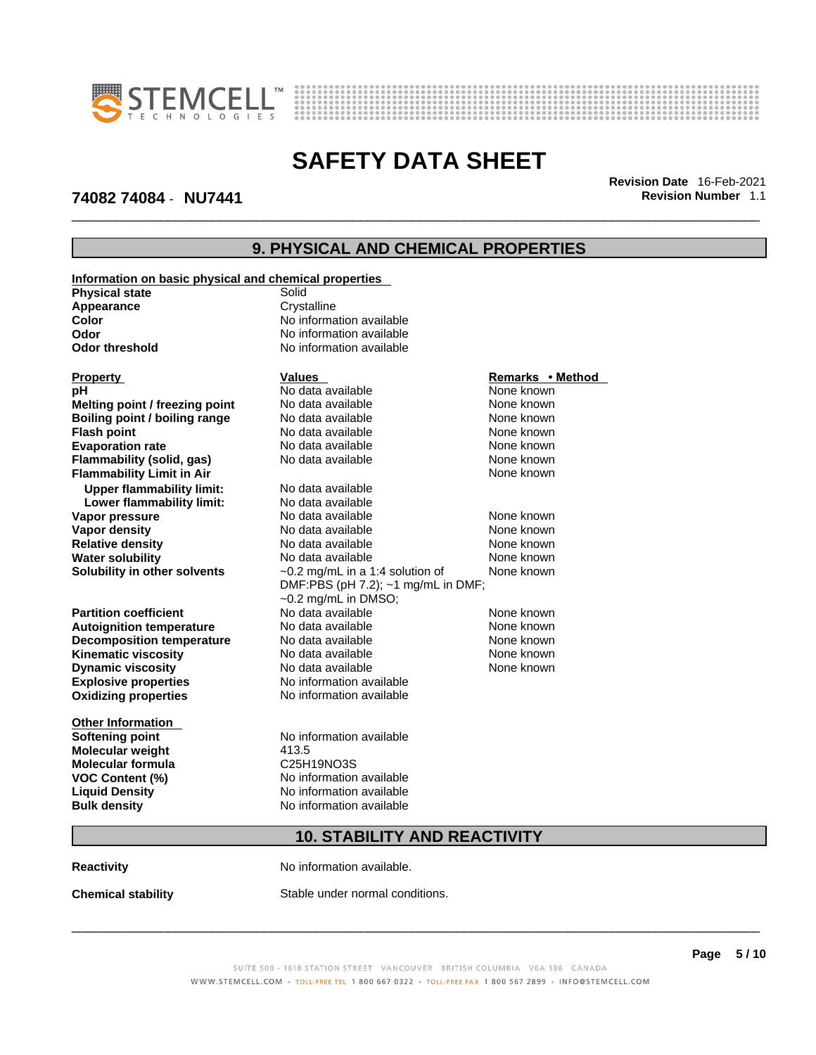# SAFETY DATA SHEET

**74082 74084 - NU7441**

**Revision Date** 16-Feb-2021
**Revision Number** 1.1

## 9. PHYSICAL AND CHEMICAL PROPERTIES

**Information on basic physical and chemical properties**

| | |
|---|---|
| **Physical state** | Solid |
| **Appearance** | Crystalline |
| **Color** | No information available |
| **Odor** | No information available |
| **Odor threshold** | No information available |

| Property | Values | Remarks • Method |
|---|---|---|
| **pH** | No data available | None known |
| **Melting point / freezing point** | No data available | None known |
| **Boiling point / boiling range** | No data available | None known |
| **Flash point** | No data available | None known |
| **Evaporation rate** | No data available | None known |
| **Flammability (solid, gas)** | No data available | None known |
| **Flammability Limit in Air** | | None known |
| **Upper flammability limit:** | No data available | |
| **Lower flammability limit:** | No data available | |
| **Vapor pressure** | No data available | None known |
| **Vapor density** | No data available | None known |
| **Relative density** | No data available | None known |
| **Water solubility** | No data available | None known |
| **Solubility in other solvents** | ~0.2 mg/mL in a 1:4 solution of DMF:PBS (pH 7.2); ~1 mg/mL in DMF; ~0.2 mg/mL in DMSO; | None known |
| **Partition coefficient** | No data available | None known |
| **Autoignition temperature** | No data available | None known |
| **Decomposition temperature** | No data available | None known |
| **Kinematic viscosity** | No data available | None known |
| **Dynamic viscosity** | No data available | None known |
| **Explosive properties** | No information available | |
| **Oxidizing properties** | No information available | |

**Other Information**

| | |
|---|---|
| **Softening point** | No information available |
| **Molecular weight** | 413.5 |
| **Molecular formula** | C25H19NO3S |
| **VOC Content (%)** | No information available |
| **Liquid Density** | No information available |
| **Bulk density** | No information available |

## 10. STABILITY AND REACTIVITY

**Reactivity** No information available.

**Chemical stability** Stable under normal conditions.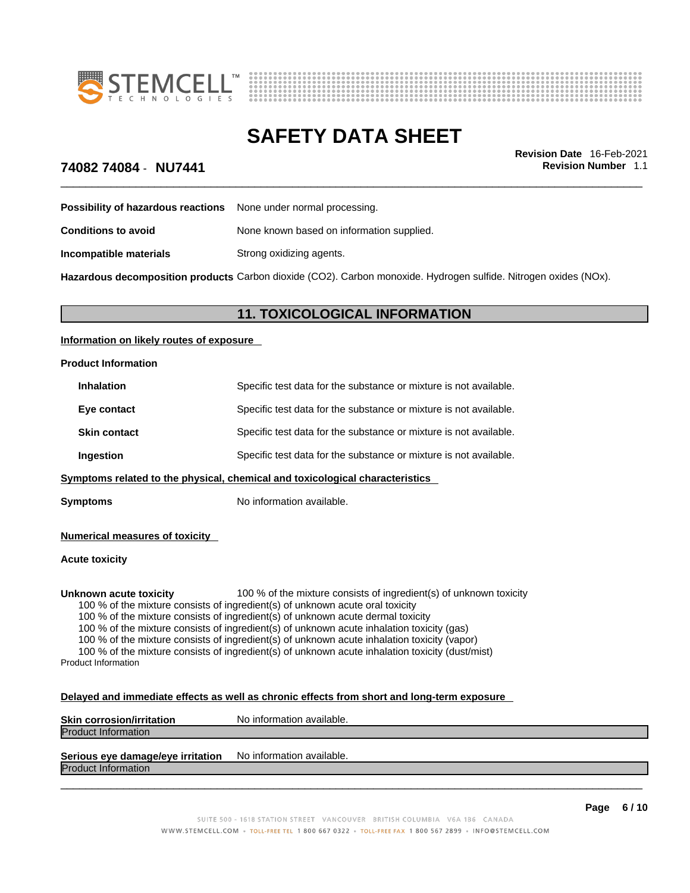**Possibility of hazardous reactions** None under normal processing.

**Conditions to avoid** None known based on information supplied.

**Incompatible materials** Strong oxidizing agents.

**Hazardous decomposition products** Carbon dioxide ($CO_2$). Carbon monoxide. Hydrogen sulfide. Nitrogen oxides ($NO_x$).

## 11. TOXICOLOGICAL INFORMATION

**Information on likely routes of exposure**

**Product Information**

| | |
|---|---|
| **Inhalation** | Specific test data for the substance or mixture is not available. |
| **Eye contact** | Specific test data for the substance or mixture is not available. |
| **Skin contact** | Specific test data for the substance or mixture is not available. |
| **Ingestion** | Specific test data for the substance or mixture is not available. |

**Symptoms related to the physical, chemical and toxicological characteristics**

**Symptoms** No information available.

**Numerical measures of toxicity**

**Acute toxicity**

**Unknown acute toxicity** 100 % of the mixture consists of ingredient(s) of unknown toxicity

100 % of the mixture consists of ingredient(s) of unknown acute oral toxicity
100 % of the mixture consists of ingredient(s) of unknown acute dermal toxicity
100 % of the mixture consists of ingredient(s) of unknown acute inhalation toxicity (gas)
100 % of the mixture consists of ingredient(s) of unknown acute inhalation toxicity (vapor)
100 % of the mixture consists of ingredient(s) of unknown acute inhalation toxicity (dust/mist)

Product Information

**Delayed and immediate effects as well as chronic effects from short and long-term exposure**

**Skin corrosion/irritation** No information available.

Product Information

**Serious eye damage/eye irritation** No information available.

Product Information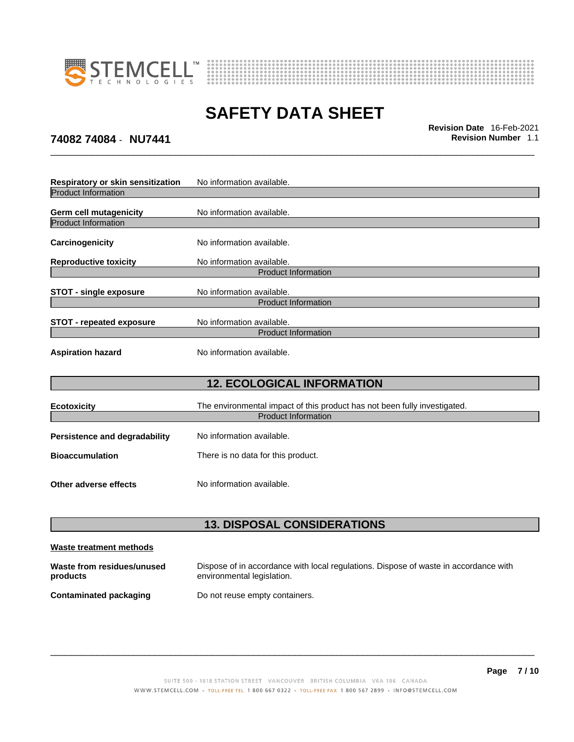**Respiratory or skin sensitization** No information available.

Product Information

**Germ cell mutagenicity** No information available.

Product Information

**Carcinogenicity** No information available.

**Reproductive toxicity** No information available.

Product Information

**STOT - single exposure** No information available.

Product Information

**STOT - repeated exposure** No information available.

Product Information

**Aspiration hazard** No information available.

## 12. ECOLOGICAL INFORMATION

**Ecotoxicity** The environmental impact of this product has not been fully investigated.

Product Information

**Persistence and degradability** No information available.

**Bioaccumulation** There is no data for this product.

**Other adverse effects** No information available.

## 13. DISPOSAL CONSIDERATIONS

**Waste treatment methods**

**Waste from residues/unused products** Dispose of in accordance with local regulations. Dispose of waste in accordance with environmental legislation.

**Contaminated packaging** Do not reuse empty containers.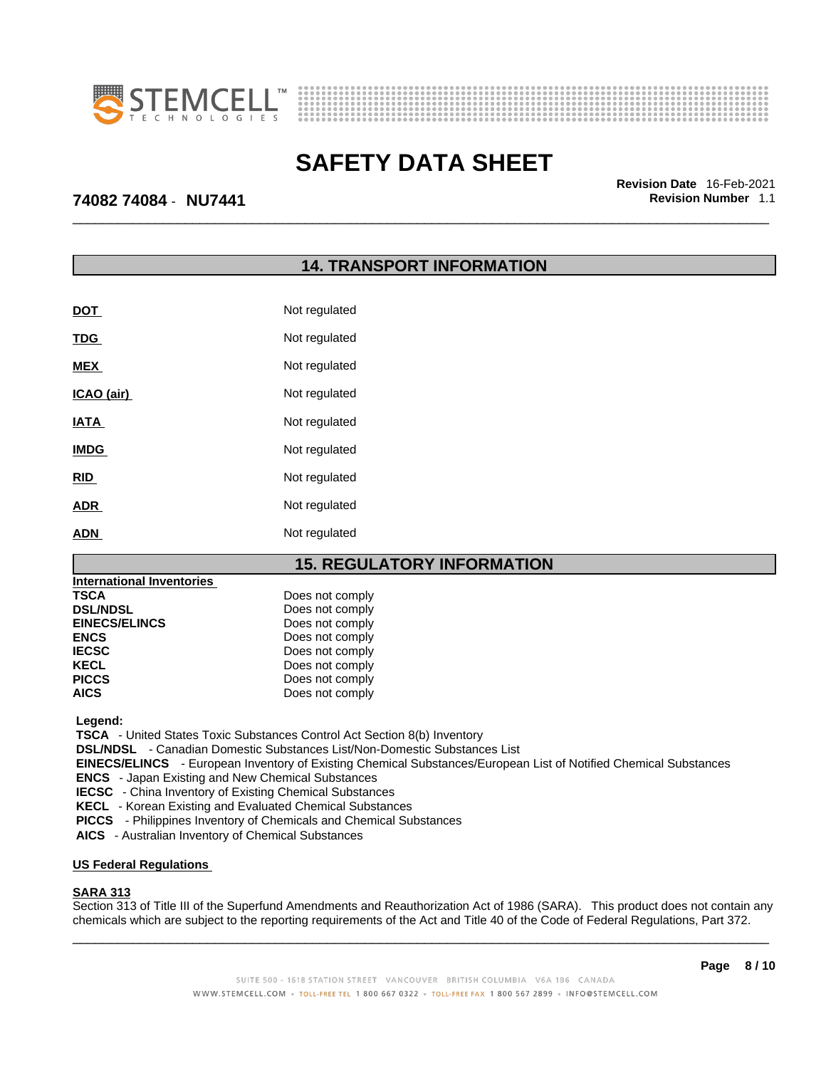## 14. TRANSPORT INFORMATION

| | |
|---|---|
| **DOT** | Not regulated |
| **TDG** | Not regulated |
| **MEX** | Not regulated |
| **ICAO (air)** | Not regulated |
| **IATA** | Not regulated |
| **IMDG** | Not regulated |
| **RID** | Not regulated |
| **ADR** | Not regulated |
| **ADN** | Not regulated |

## 15. REGULATORY INFORMATION

**International Inventories**

| | |
|---|---|
| **TSCA** | Does not comply |
| **DSL/NDSL** | Does not comply |
| **EINECS/ELINCS** | Does not comply |
| **ENCS** | Does not comply |
| **IECSC** | Does not comply |
| **KECL** | Does not comply |
| **PICCS** | Does not comply |
| **AICS** | Does not comply |

**Legend:**

**TSCA** - United States Toxic Substances Control Act Section 8(b) Inventory
**DSL/NDSL** - Canadian Domestic Substances List/Non-Domestic Substances List
**EINECS/ELINCS** - European Inventory of Existing Chemical Substances/European List of Notified Chemical Substances
**ENCS** - Japan Existing and New Chemical Substances
**IECSC** - China Inventory of Existing Chemical Substances
**KECL** - Korean Existing and Evaluated Chemical Substances
**PICCS** - Philippines Inventory of Chemicals and Chemical Substances
**AICS** - Australian Inventory of Chemical Substances

**US Federal Regulations**

**SARA 313**

Section 313 of Title III of the Superfund Amendments and Reauthorization Act of 1986 (SARA). This product does not contain any chemicals which are subject to the reporting requirements of the Act and Title 40 of the Code of Federal Regulations, Part 372.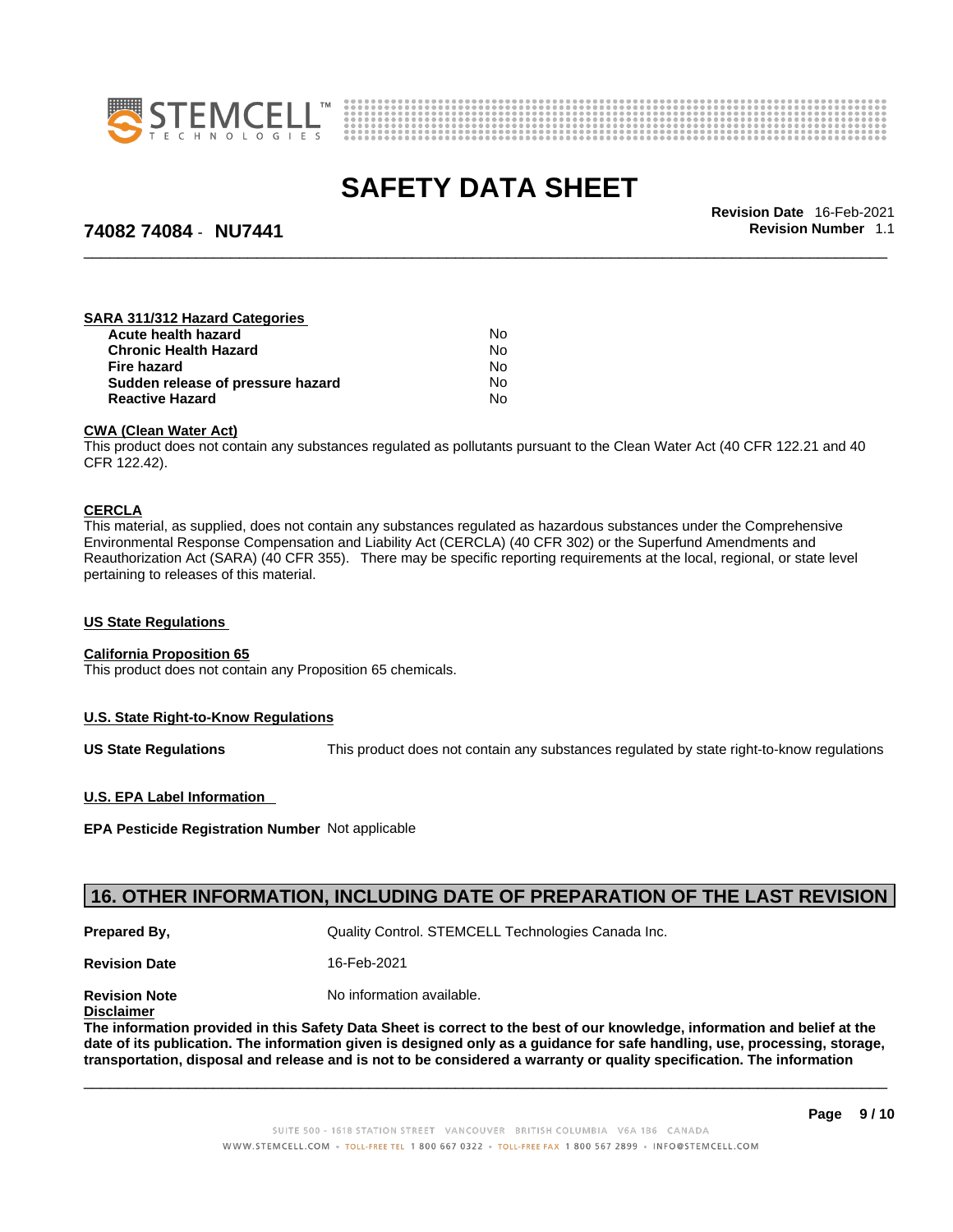**SARA 311/312 Hazard Categories**

| | |
|---|---|
| **Acute health hazard** | No |
| **Chronic Health Hazard** | No |
| **Fire hazard** | No |
| **Sudden release of pressure hazard** | No |
| **Reactive Hazard** | No |

**CWA (Clean Water Act)**

This product does not contain any substances regulated as pollutants pursuant to the Clean Water Act (40 CFR 122.21 and 40 CFR 122.42).

**CERCLA**

This material, as supplied, does not contain any substances regulated as hazardous substances under the Comprehensive Environmental Response Compensation and Liability Act (CERCLA) (40 CFR 302) or the Superfund Amendments and Reauthorization Act (SARA) (40 CFR 355). There may be specific reporting requirements at the local, regional, or state level pertaining to releases of this material.

**US State Regulations**

**California Proposition 65**

This product does not contain any Proposition 65 chemicals.

**U.S. State Right-to-Know Regulations**

**US State Regulations** This product does not contain any substances regulated by state right-to-know regulations

**U.S. EPA Label Information**

**EPA Pesticide Registration Number** Not applicable

## 16. OTHER INFORMATION, INCLUDING DATE OF PREPARATION OF THE LAST REVISION

**Prepared By,** Quality Control. STEMCELL Technologies Canada Inc.

**Revision Date** 16-Feb-2021

**Revision Note** No information available.

**Disclaimer**

**The information provided in this Safety Data Sheet is correct to the best of our knowledge, information and belief at the date of its publication. The information given is designed only as a guidance for safe handling, use, processing, storage, transportation, disposal and release and is not to be considered a warranty or quality specification. The information**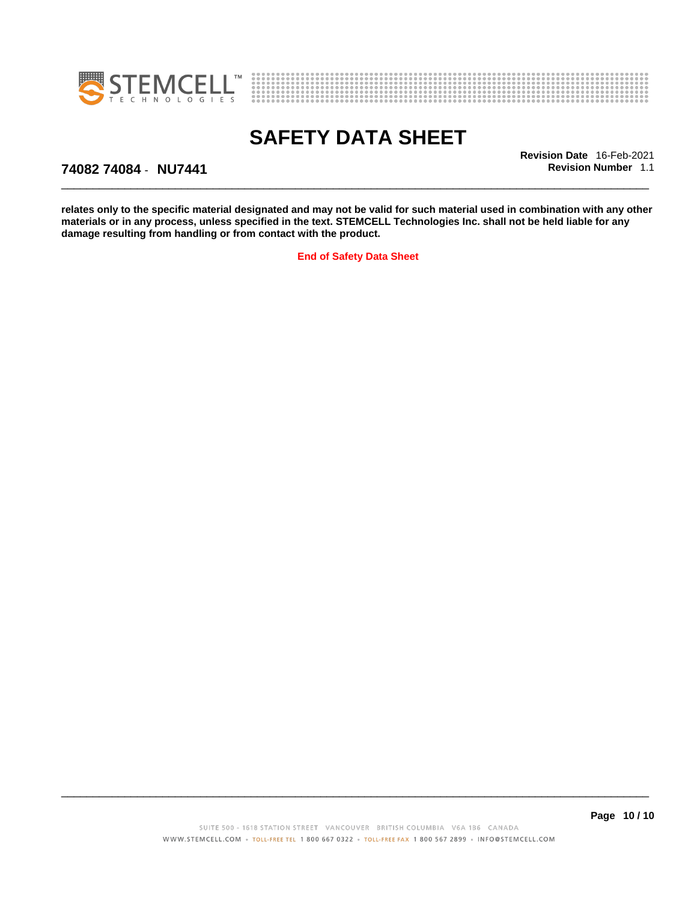**relates only to the specific material designated and may not be valid for such material used in combination with any other materials or in any process, unless specified in the text. STEMCELL Technologies Inc. shall not be held liable for any damage resulting from handling or from contact with the product.**

**End of Safety Data Sheet**